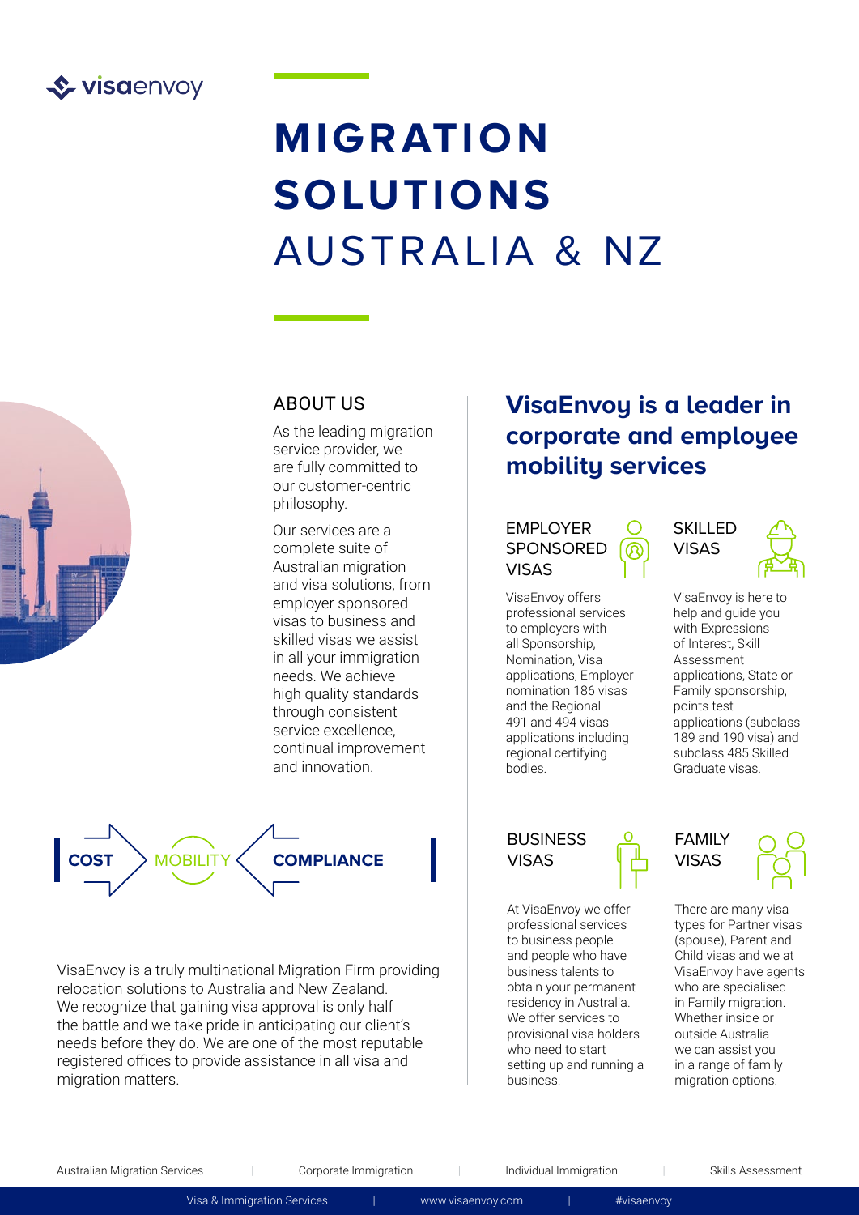visaenvoy

# MIGRATION SOLUTIONS AUSTRALIA & NZ

## ABOUT US

As the leading migration service provider, we are fully committed to our customer-centric philosophy.

Our services are a complete suite of Australian migration and visa solutions, from employer sponsored visas to business and skilled visas we assist in all your immigration needs. We achieve high quality standards through consistent service excellence, continual improvement and innovation.

**COST** MOBILITY **COMPLIANCE**

VisaEnvoy is a truly multinational Migration Firm providing relocation solutions to Australia and New Zealand. We recognize that gaining visa approval is only half the battle and we take pride in anticipating our client's needs before they do. We are one of the most reputable registered offices to provide assistance in all visa and migration matters.

## VisaEnvoy is a leader in corporate and employee mobility services

### EMPLOYER SPONSORED VISAS

VisaEnvoy offers professional services to employers with all Sponsorship, Nomination, Visa applications, Employer nomination 186 visas and the Regional 491 and 494 visas applications including regional certifying bodies.

### SKILLED VISAS

VisaEnvoy is here to help and guide you with Expressions of Interest, Skill Assessment applications, State or Family sponsorship, points test applications (subclass 189 and 190 visa) and subclass 485 Skilled Graduate visas.

### BUSINESS VISAS

At VisaEnvoy we offer professional services to business people and people who have business talents to obtain your permanent residency in Australia. We offer services to provisional visa holders who need to start setting up and running a business.

### FAMILY VISAS

There are many visa types for Partner visas (spouse), Parent and Child visas and we at VisaEnvoy have agents who are specialised in Family migration. Whether inside or outside Australia we can assist you in a range of family migration options.

Australian Migration Services | Corporate Immigration | Individual Immigration | Skills Assessment

Visa & Immigration Services | www.visaenvoy.com | #visaenvoy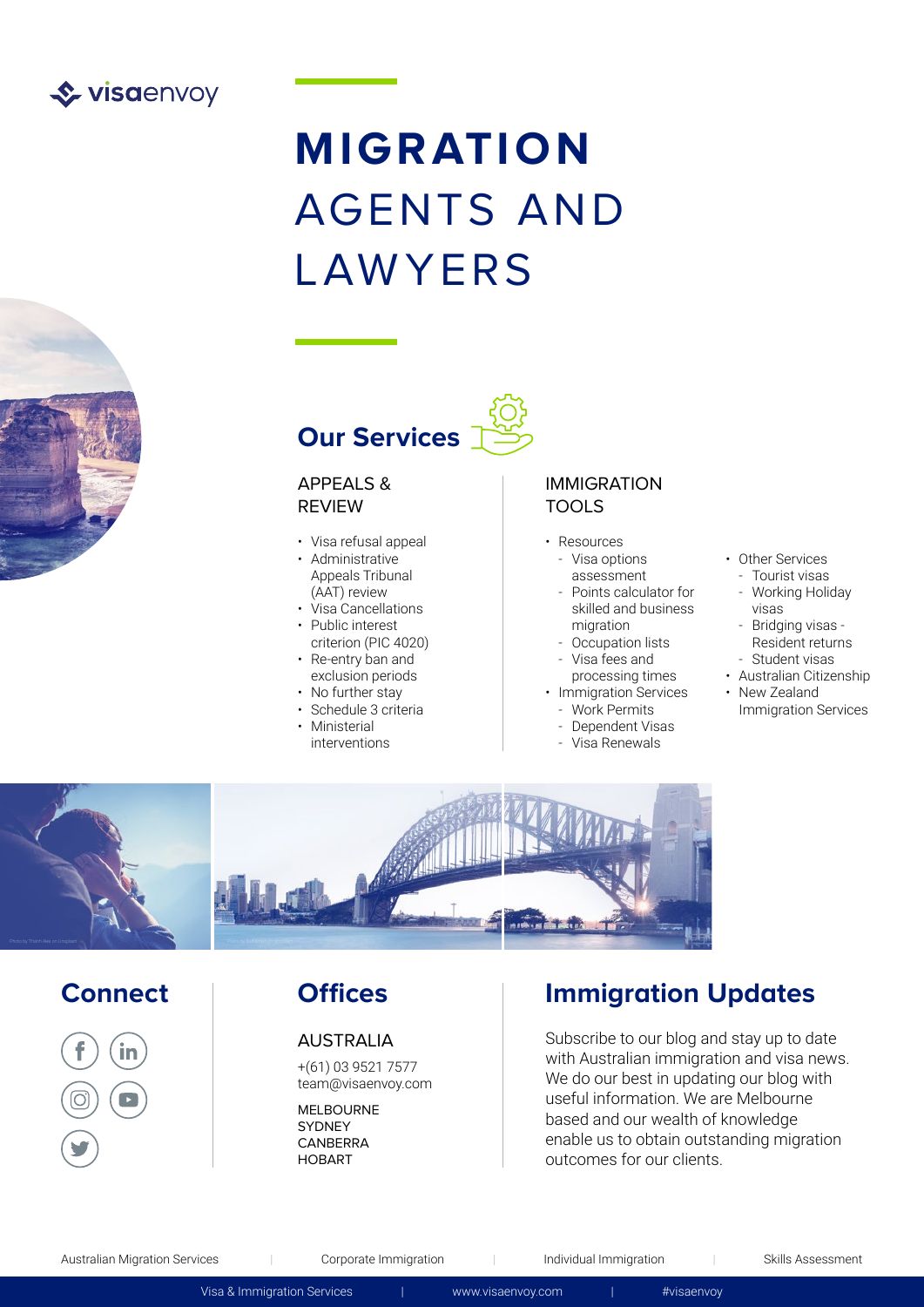visaenvoy

# MIGRATION AGENTS AND LAWYERS

## Our Services

### APPEALS & REVIEW

- Visa refusal appeal
- Administrative Appeals Tribunal (AAT) review
- Visa Cancellations
- Public interest criterion (PIC 4020)
- Re-entry ban and exclusion periods
- No further stay
- Schedule 3 criteria
- Ministerial interventions

### IMMIGRATION TOOLS

- Resources
  - Visa options assessment
  - Points calculator for skilled and business migration
  - Occupation lists
  - Visa fees and processing times
- Immigration Services
  - Work Permits
  - Dependent Visas
  - Visa Renewals
- Other Services
  - Tourist visas
  - Working Holiday visas
  - Bridging visas - Resident returns
  - Student visas
- Australian Citizenship
- New Zealand Immigration Services

## Connect

## Offices

### AUSTRALIA

+(61) 03 9521 7577
team@visaenvoy.com

MELBOURNE
SYDNEY
CANBERRA
HOBART

## Immigration Updates

Subscribe to our blog and stay up to date with Australian immigration and visa news. We do our best in updating our blog with useful information. We are Melbourne based and our wealth of knowledge enable us to obtain outstanding migration outcomes for our clients.

Australian Migration Services | Corporate Immigration | Individual Immigration | Skills Assessment

Visa & Immigration Services | www.visaenvoy.com | #visaenvoy